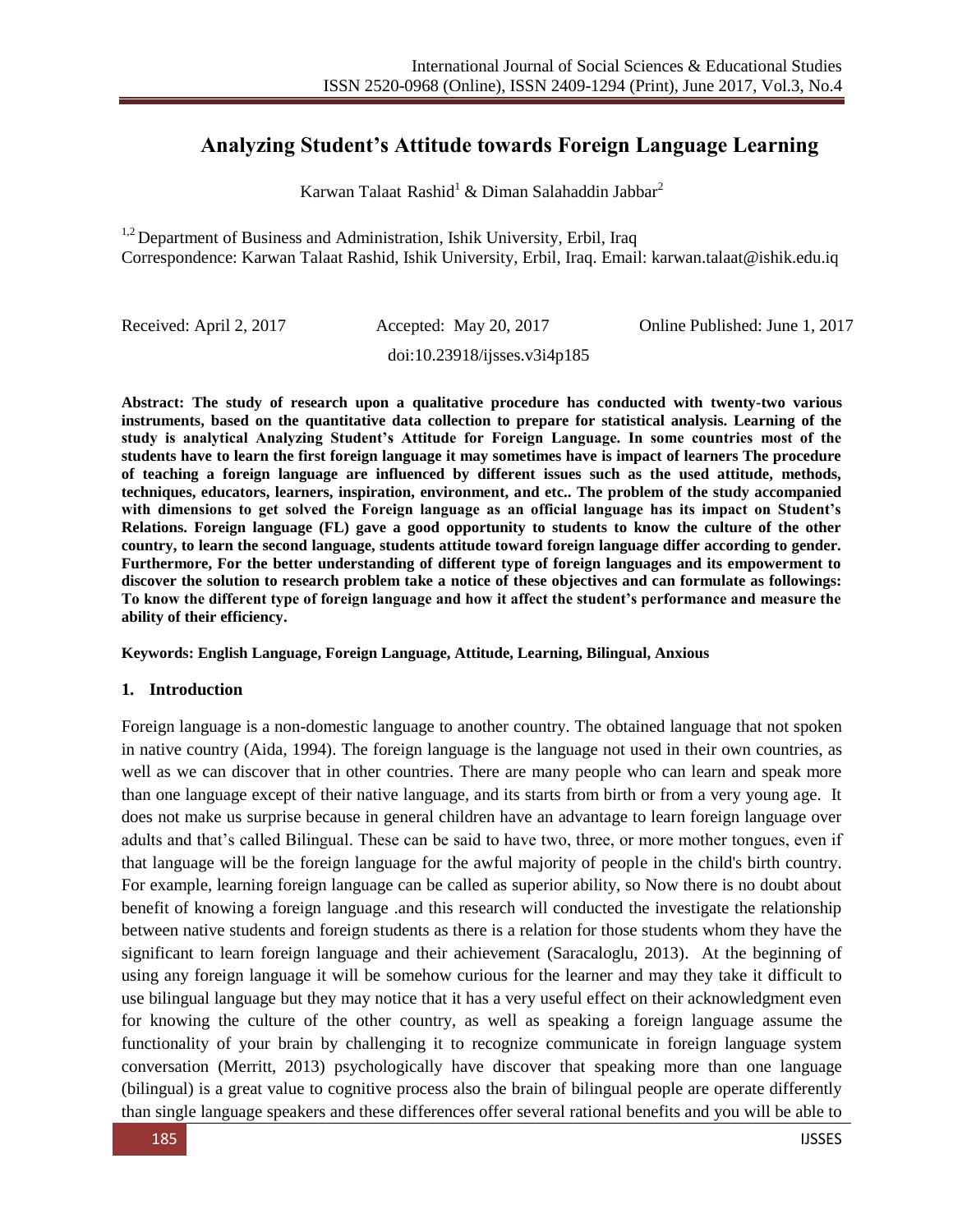# Analyzing Student's Attitude towards Foreign Language Learning

Karwan Talaat Rashid[1] & Diman Salahaddin Jabbar[2]

[1,2] Department of Business and Administration, Ishik University, Erbil, Iraq
Correspondence: Karwan Talaat Rashid, Ishik University, Erbil, Iraq. Email: karwan.talaat@ishik.edu.iq

Received: April 2, 2017 Accepted: May 20, 2017 Online Published: June 1, 2017

doi:10.23918/ijsses.v3i4p185

**Abstract: The study of research upon a qualitative procedure has conducted with twenty-two various instruments, based on the quantitative data collection to prepare for statistical analysis. Learning of the study is analytical Analyzing Student's Attitude for Foreign Language. In some countries most of the students have to learn the first foreign language it may sometimes have is impact of learners The procedure of teaching a foreign language are influenced by different issues such as the used attitude, methods, techniques, educators, learners, inspiration, environment, and etc.. The problem of the study accompanied with dimensions to get solved the Foreign language as an official language has its impact on Student's Relations. Foreign language (FL) gave a good opportunity to students to know the culture of the other country, to learn the second language, students attitude toward foreign language differ according to gender. Furthermore, For the better understanding of different type of foreign languages and its empowerment to discover the solution to research problem take a notice of these objectives and can formulate as followings: To know the different type of foreign language and how it affect the student's performance and measure the ability of their efficiency.**

**Keywords: English Language, Foreign Language, Attitude, Learning, Bilingual, Anxious**

## 1. Introduction

Foreign language is a non-domestic language to another country. The obtained language that not spoken in native country (Aida, 1994). The foreign language is the language not used in their own countries, as well as we can discover that in other countries. There are many people who can learn and speak more than one language except of their native language, and its starts from birth or from a very young age. It does not make us surprise because in general children have an advantage to learn foreign language over adults and that's called Bilingual. These can be said to have two, three, or more mother tongues, even if that language will be the foreign language for the awful majority of people in the child's birth country. For example, learning foreign language can be called as superior ability, so Now there is no doubt about benefit of knowing a foreign language .and this research will conducted the investigate the relationship between native students and foreign students as there is a relation for those students whom they have the significant to learn foreign language and their achievement (Saracaloglu, 2013). At the beginning of using any foreign language it will be somehow curious for the learner and may they take it difficult to use bilingual language but they may notice that it has a very useful effect on their acknowledgment even for knowing the culture of the other country, as well as speaking a foreign language assume the functionality of your brain by challenging it to recognize communicate in foreign language system conversation (Merritt, 2013) psychologically have discover that speaking more than one language (bilingual) is a great value to cognitive process also the brain of bilingual people are operate differently than single language speakers and these differences offer several rational benefits and you will be able to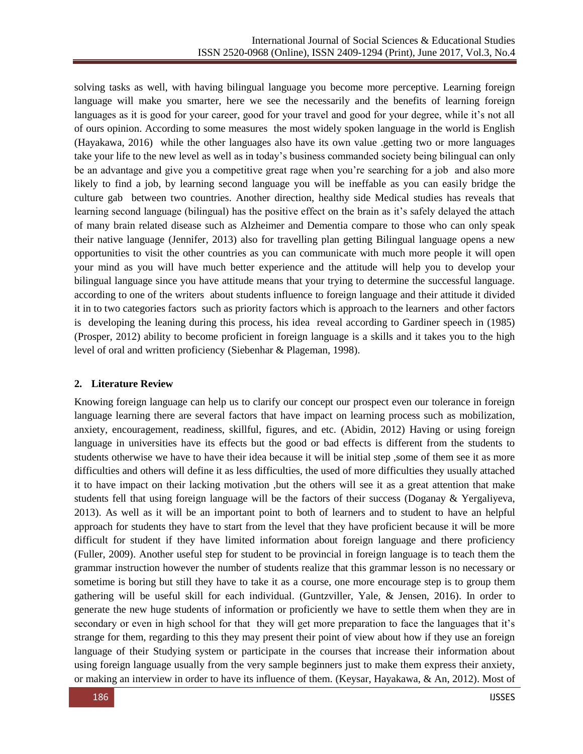solving tasks as well, with having bilingual language you become more perceptive. Learning foreign language will make you smarter, here we see the necessarily and the benefits of learning foreign languages as it is good for your career, good for your travel and good for your degree, while it's not all of ours opinion. According to some measures the most widely spoken language in the world is English (Hayakawa, 2016) while the other languages also have its own value .getting two or more languages take your life to the new level as well as in today's business commanded society being bilingual can only be an advantage and give you a competitive great rage when you're searching for a job and also more likely to find a job, by learning second language you will be ineffable as you can easily bridge the culture gab between two countries. Another direction, healthy side Medical studies has reveals that learning second language (bilingual) has the positive effect on the brain as it's safely delayed the attach of many brain related disease such as Alzheimer and Dementia compare to those who can only speak their native language (Jennifer, 2013) also for travelling plan getting Bilingual language opens a new opportunities to visit the other countries as you can communicate with much more people it will open your mind as you will have much better experience and the attitude will help you to develop your bilingual language since you have attitude means that your trying to determine the successful language. according to one of the writers about students influence to foreign language and their attitude it divided it in to two categories factors such as priority factors which is approach to the learners and other factors is developing the leaning during this process, his idea reveal according to Gardiner speech in (1985) (Prosper, 2012) ability to become proficient in foreign language is a skills and it takes you to the high level of oral and written proficiency (Siebenhar & Plageman, 1998).

## 2. Literature Review

Knowing foreign language can help us to clarify our concept our prospect even our tolerance in foreign language learning there are several factors that have impact on learning process such as mobilization, anxiety, encouragement, readiness, skillful, figures, and etc. (Abidin, 2012) Having or using foreign language in universities have its effects but the good or bad effects is different from the students to students otherwise we have to have their idea because it will be initial step ,some of them see it as more difficulties and others will define it as less difficulties, the used of more difficulties they usually attached it to have impact on their lacking motivation ,but the others will see it as a great attention that make students fell that using foreign language will be the factors of their success (Doganay & Yergaliyeva, 2013). As well as it will be an important point to both of learners and to student to have an helpful approach for students they have to start from the level that they have proficient because it will be more difficult for student if they have limited information about foreign language and there proficiency (Fuller, 2009). Another useful step for student to be provincial in foreign language is to teach them the grammar instruction however the number of students realize that this grammar lesson is no necessary or sometime is boring but still they have to take it as a course, one more encourage step is to group them gathering will be useful skill for each individual. (Guntzviller, Yale, & Jensen, 2016). In order to generate the new huge students of information or proficiently we have to settle them when they are in secondary or even in high school for that they will get more preparation to face the languages that it's strange for them, regarding to this they may present their point of view about how if they use an foreign language of their Studying system or participate in the courses that increase their information about using foreign language usually from the very sample beginners just to make them express their anxiety, or making an interview in order to have its influence of them. (Keysar, Hayakawa, & An, 2012). Most of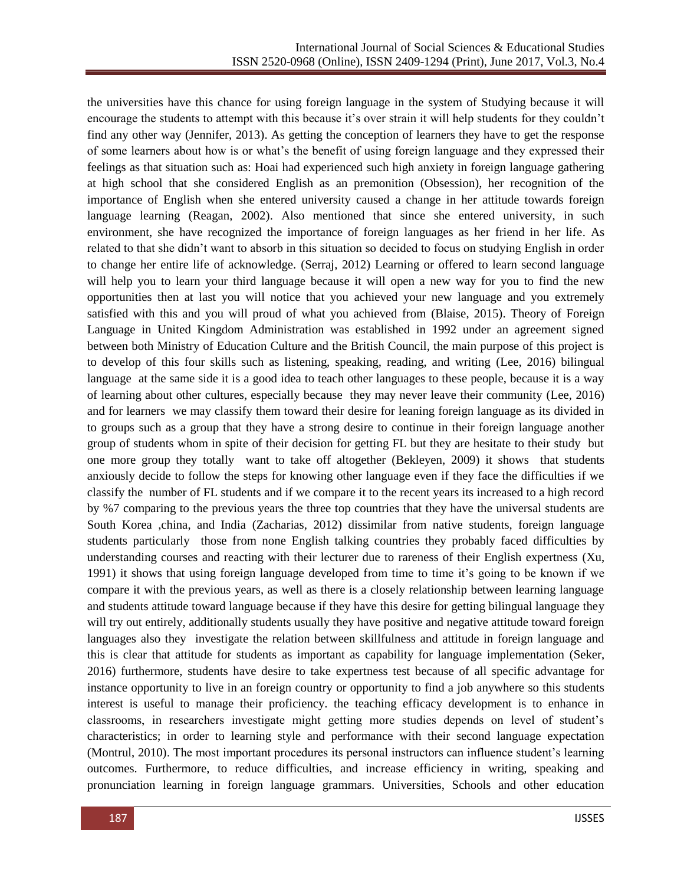the universities have this chance for using foreign language in the system of Studying because it will encourage the students to attempt with this because it's over strain it will help students for they couldn't find any other way (Jennifer, 2013). As getting the conception of learners they have to get the response of some learners about how is or what's the benefit of using foreign language and they expressed their feelings as that situation such as: Hoai had experienced such high anxiety in foreign language gathering at high school that she considered English as an premonition (Obsession), her recognition of the importance of English when she entered university caused a change in her attitude towards foreign language learning (Reagan, 2002). Also mentioned that since she entered university, in such environment, she have recognized the importance of foreign languages as her friend in her life. As related to that she didn't want to absorb in this situation so decided to focus on studying English in order to change her entire life of acknowledge. (Serraj, 2012) Learning or offered to learn second language will help you to learn your third language because it will open a new way for you to find the new opportunities then at last you will notice that you achieved your new language and you extremely satisfied with this and you will proud of what you achieved from (Blaise, 2015). Theory of Foreign Language in United Kingdom Administration was established in 1992 under an agreement signed between both Ministry of Education Culture and the British Council, the main purpose of this project is to develop of this four skills such as listening, speaking, reading, and writing (Lee, 2016) bilingual language at the same side it is a good idea to teach other languages to these people, because it is a way of learning about other cultures, especially because they may never leave their community (Lee, 2016) and for learners we may classify them toward their desire for leaning foreign language as its divided in to groups such as a group that they have a strong desire to continue in their foreign language another group of students whom in spite of their decision for getting FL but they are hesitate to their study but one more group they totally want to take off altogether (Bekleyen, 2009) it shows that students anxiously decide to follow the steps for knowing other language even if they face the difficulties if we classify the number of FL students and if we compare it to the recent years its increased to a high record by %7 comparing to the previous years the three top countries that they have the universal students are South Korea ,china, and India (Zacharias, 2012) dissimilar from native students, foreign language students particularly those from none English talking countries they probably faced difficulties by understanding courses and reacting with their lecturer due to rareness of their English expertness (Xu, 1991) it shows that using foreign language developed from time to time it's going to be known if we compare it with the previous years, as well as there is a closely relationship between learning language and students attitude toward language because if they have this desire for getting bilingual language they will try out entirely, additionally students usually they have positive and negative attitude toward foreign languages also they investigate the relation between skillfulness and attitude in foreign language and this is clear that attitude for students as important as capability for language implementation (Seker, 2016) furthermore, students have desire to take expertness test because of all specific advantage for instance opportunity to live in an foreign country or opportunity to find a job anywhere so this students interest is useful to manage their proficiency. the teaching efficacy development is to enhance in classrooms, in researchers investigate might getting more studies depends on level of student's characteristics; in order to learning style and performance with their second language expectation (Montrul, 2010). The most important procedures its personal instructors can influence student's learning outcomes. Furthermore, to reduce difficulties, and increase efficiency in writing, speaking and pronunciation learning in foreign language grammars. Universities, Schools and other education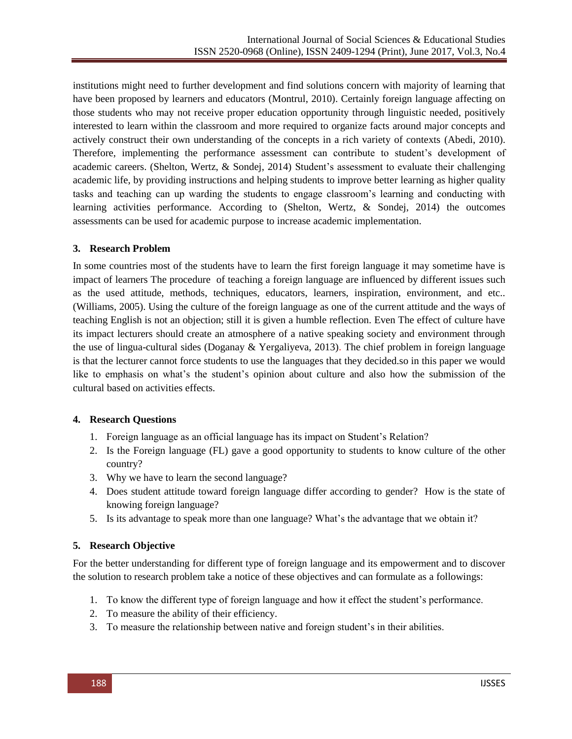institutions might need to further development and find solutions concern with majority of learning that have been proposed by learners and educators (Montrul, 2010). Certainly foreign language affecting on those students who may not receive proper education opportunity through linguistic needed, positively interested to learn within the classroom and more required to organize facts around major concepts and actively construct their own understanding of the concepts in a rich variety of contexts (Abedi, 2010). Therefore, implementing the performance assessment can contribute to student's development of academic careers. (Shelton, Wertz, & Sondej, 2014) Student's assessment to evaluate their challenging academic life, by providing instructions and helping students to improve better learning as higher quality tasks and teaching can up warding the students to engage classroom's learning and conducting with learning activities performance. According to (Shelton, Wertz, & Sondej, 2014) the outcomes assessments can be used for academic purpose to increase academic implementation.

## 3. Research Problem

In some countries most of the students have to learn the first foreign language it may sometime have is impact of learners The procedure of teaching a foreign language are influenced by different issues such as the used attitude, methods, techniques, educators, learners, inspiration, environment, and etc.. (Williams, 2005). Using the culture of the foreign language as one of the current attitude and the ways of teaching English is not an objection; still it is given a humble reflection. Even The effect of culture have its impact lecturers should create an atmosphere of a native speaking society and environment through the use of lingua-cultural sides (Doganay & Yergaliyeva, 2013). The chief problem in foreign language is that the lecturer cannot force students to use the languages that they decided.so in this paper we would like to emphasis on what's the student's opinion about culture and also how the submission of the cultural based on activities effects.

## 4. Research Questions

1. Foreign language as an official language has its impact on Student's Relation?
2. Is the Foreign language (FL) gave a good opportunity to students to know culture of the other country?
3. Why we have to learn the second language?
4. Does student attitude toward foreign language differ according to gender? How is the state of knowing foreign language?
5. Is its advantage to speak more than one language? What's the advantage that we obtain it?

## 5. Research Objective

For the better understanding for different type of foreign language and its empowerment and to discover the solution to research problem take a notice of these objectives and can formulate as a followings:

1. To know the different type of foreign language and how it effect the student's performance.
2. To measure the ability of their efficiency.
3. To measure the relationship between native and foreign student's in their abilities.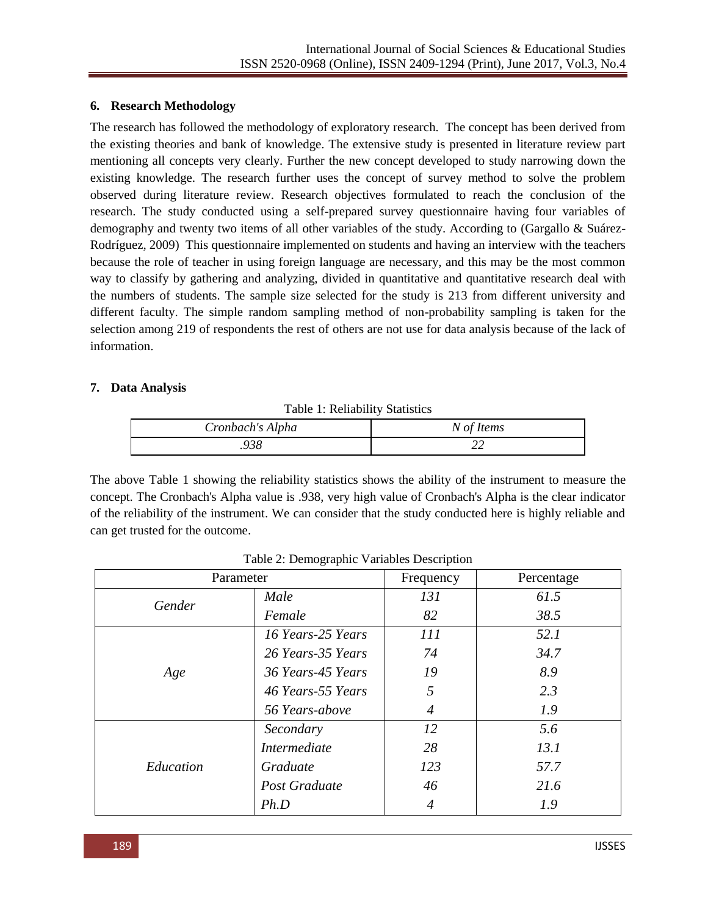## 6. Research Methodology

The research has followed the methodology of exploratory research. The concept has been derived from the existing theories and bank of knowledge. The extensive study is presented in literature review part mentioning all concepts very clearly. Further the new concept developed to study narrowing down the existing knowledge. The research further uses the concept of survey method to solve the problem observed during literature review. Research objectives formulated to reach the conclusion of the research. The study conducted using a self-prepared survey questionnaire having four variables of demography and twenty two items of all other variables of the study. According to (Gargallo & Suárez-Rodríguez, 2009) This questionnaire implemented on students and having an interview with the teachers because the role of teacher in using foreign language are necessary, and this may be the most common way to classify by gathering and analyzing, divided in quantitative and quantitative research deal with the numbers of students. The sample size selected for the study is 213 from different university and different faculty. The simple random sampling method of non-probability sampling is taken for the selection among 219 of respondents the rest of others are not use for data analysis because of the lack of information.

## 7. Data Analysis

Table 1: Reliability Statistics

| *Cronbach's Alpha* | *N of Items* |
|---|---|
| *.938* | *22* |

The above Table 1 showing the reliability statistics shows the ability of the instrument to measure the concept. The Cronbach's Alpha value is .938, very high value of Cronbach's Alpha is the clear indicator of the reliability of the instrument. We can consider that the study conducted here is highly reliable and can get trusted for the outcome.

Table 2: Demographic Variables Description

| Parameter | | Frequency | Percentage |
|---|---|---|---|
| *Gender* | *Male* | *131* | *61.5* |
| | *Female* | *82* | *38.5* |
| *Age* | *16 Years-25 Years* | *111* | *52.1* |
| | *26 Years-35 Years* | *74* | *34.7* |
| | *36 Years-45 Years* | *19* | *8.9* |
| | *46 Years-55 Years* | *5* | *2.3* |
| | *56 Years-above* | *4* | *1.9* |
| *Education* | *Secondary* | *12* | *5.6* |
| | *Intermediate* | *28* | *13.1* |
| | *Graduate* | *123* | *57.7* |
| | *Post Graduate* | *46* | *21.6* |
| | *Ph.D* | *4* | *1.9* |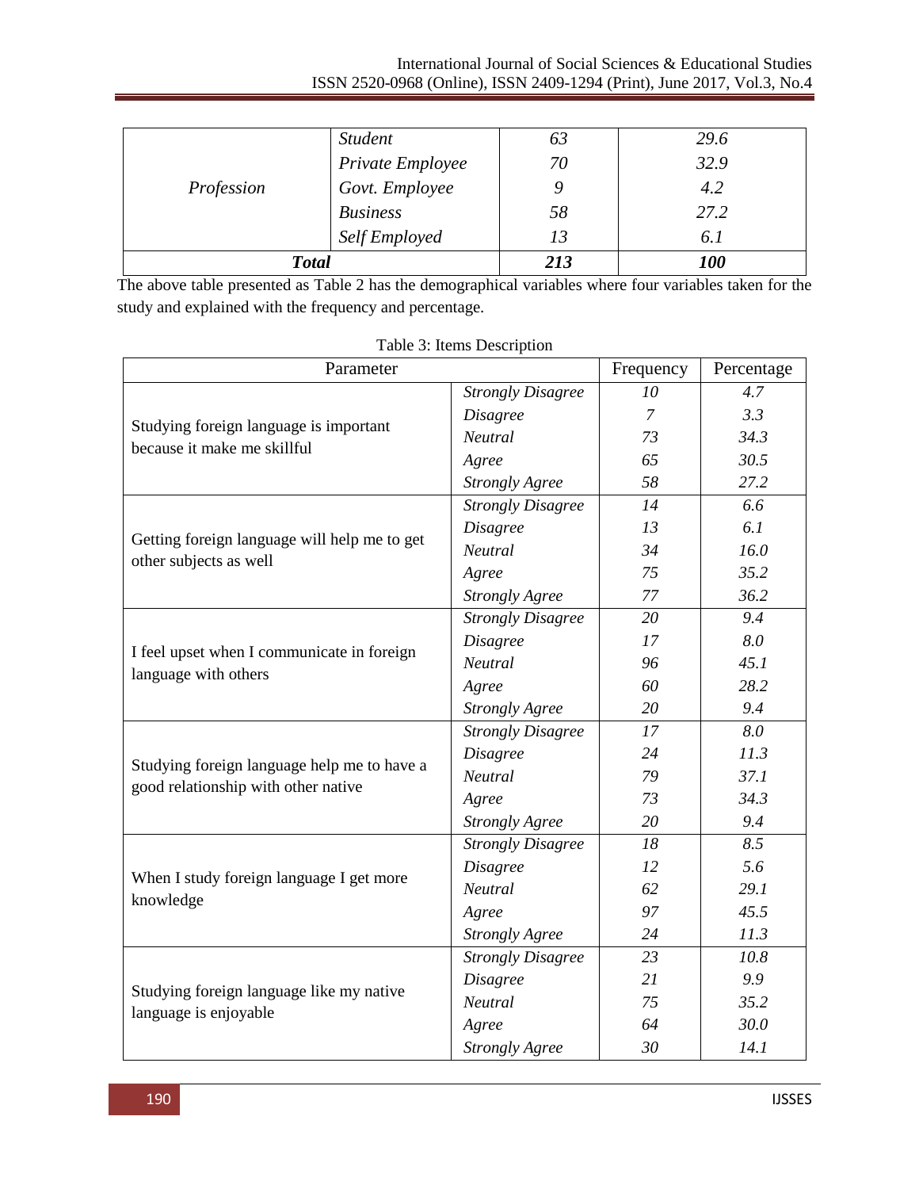| | | | |
|---|---|---|---|
| *Profession* | *Student* | *63* | *29.6* |
| | *Private Employee* | *70* | *32.9* |
| | *Govt. Employee* | *9* | *4.2* |
| | *Business* | *58* | *27.2* |
| | *Self Employed* | *13* | *6.1* |
| ***Total*** | | ***213*** | ***100*** |

The above table presented as Table 2 has the demographical variables where four variables taken for the study and explained with the frequency and percentage.

Table 3: Items Description

| Parameter | | Frequency | Percentage |
|---|---|---|---|
| Studying foreign language is important because it make me skillful | *Strongly Disagree* | *10* | *4.7* |
| | *Disagree* | *7* | *3.3* |
| | *Neutral* | *73* | *34.3* |
| | *Agree* | *65* | *30.5* |
| | *Strongly Agree* | *58* | *27.2* |
| Getting foreign language will help me to get other subjects as well | *Strongly Disagree* | *14* | *6.6* |
| | *Disagree* | *13* | *6.1* |
| | *Neutral* | *34* | *16.0* |
| | *Agree* | *75* | *35.2* |
| | *Strongly Agree* | *77* | *36.2* |
| I feel upset when I communicate in foreign language with others | *Strongly Disagree* | *20* | *9.4* |
| | *Disagree* | *17* | *8.0* |
| | *Neutral* | *96* | *45.1* |
| | *Agree* | *60* | *28.2* |
| | *Strongly Agree* | *20* | *9.4* |
| Studying foreign language help me to have a good relationship with other native | *Strongly Disagree* | *17* | *8.0* |
| | *Disagree* | *24* | *11.3* |
| | *Neutral* | *79* | *37.1* |
| | *Agree* | *73* | *34.3* |
| | *Strongly Agree* | *20* | *9.4* |
| When I study foreign language I get more knowledge | *Strongly Disagree* | *18* | *8.5* |
| | *Disagree* | *12* | *5.6* |
| | *Neutral* | *62* | *29.1* |
| | *Agree* | *97* | *45.5* |
| | *Strongly Agree* | *24* | *11.3* |
| Studying foreign language like my native language is enjoyable | *Strongly Disagree* | *23* | *10.8* |
| | *Disagree* | *21* | *9.9* |
| | *Neutral* | *75* | *35.2* |
| | *Agree* | *64* | *30.0* |
| | *Strongly Agree* | *30* | *14.1* |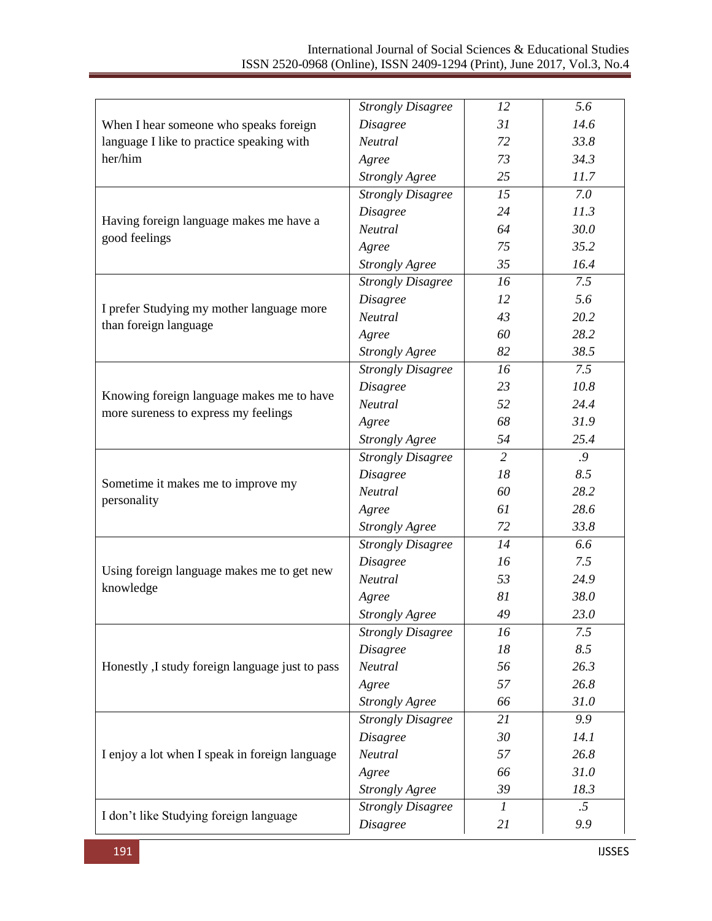| | | | |
|---|---|---|---|
| When I hear someone who speaks foreign language I like to practice speaking with her/him | *Strongly Disagree* | *12* | *5.6* |
| | *Disagree* | *31* | *14.6* |
| | *Neutral* | *72* | *33.8* |
| | *Agree* | *73* | *34.3* |
| | *Strongly Agree* | *25* | *11.7* |
| Having foreign language makes me have a good feelings | *Strongly Disagree* | *15* | *7.0* |
| | *Disagree* | *24* | *11.3* |
| | *Neutral* | *64* | *30.0* |
| | *Agree* | *75* | *35.2* |
| | *Strongly Agree* | *35* | *16.4* |
| I prefer Studying my mother language more than foreign language | *Strongly Disagree* | *16* | *7.5* |
| | *Disagree* | *12* | *5.6* |
| | *Neutral* | *43* | *20.2* |
| | *Agree* | *60* | *28.2* |
| | *Strongly Agree* | *82* | *38.5* |
| Knowing foreign language makes me to have more sureness to express my feelings | *Strongly Disagree* | *16* | *7.5* |
| | *Disagree* | *23* | *10.8* |
| | *Neutral* | *52* | *24.4* |
| | *Agree* | *68* | *31.9* |
| | *Strongly Agree* | *54* | *25.4* |
| Sometime it makes me to improve my personality | *Strongly Disagree* | *2* | *.9* |
| | *Disagree* | *18* | *8.5* |
| | *Neutral* | *60* | *28.2* |
| | *Agree* | *61* | *28.6* |
| | *Strongly Agree* | *72* | *33.8* |
| Using foreign language makes me to get new knowledge | *Strongly Disagree* | *14* | *6.6* |
| | *Disagree* | *16* | *7.5* |
| | *Neutral* | *53* | *24.9* |
| | *Agree* | *81* | *38.0* |
| | *Strongly Agree* | *49* | *23.0* |
| Honestly ,I study foreign language just to pass | *Strongly Disagree* | *16* | *7.5* |
| | *Disagree* | *18* | *8.5* |
| | *Neutral* | *56* | *26.3* |
| | *Agree* | *57* | *26.8* |
| | *Strongly Agree* | *66* | *31.0* |
| I enjoy a lot when I speak in foreign language | *Strongly Disagree* | *21* | *9.9* |
| | *Disagree* | *30* | *14.1* |
| | *Neutral* | *57* | *26.8* |
| | *Agree* | *66* | *31.0* |
| | *Strongly Agree* | *39* | *18.3* |
| I don't like Studying foreign language | *Strongly Disagree* | *1* | *.5* |
| | *Disagree* | *21* | *9.9* |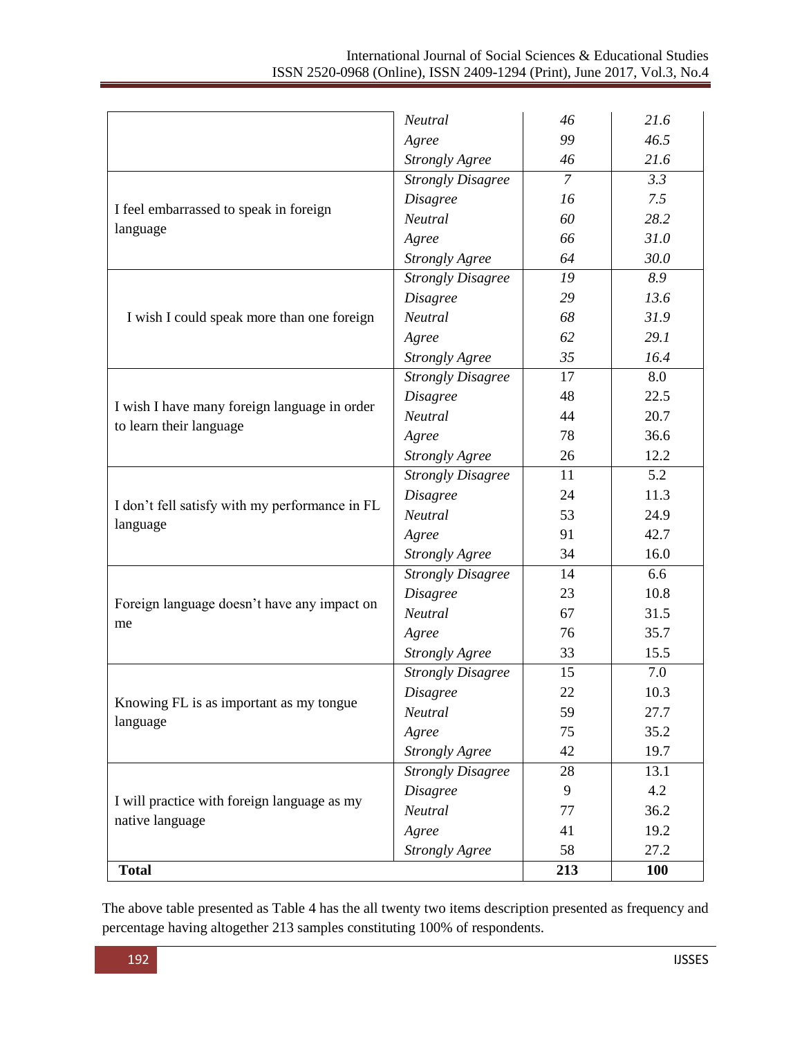| | | | |
|---|---|---|---|
| | *Neutral* | *46* | *21.6* |
| | *Agree* | *99* | *46.5* |
| | *Strongly Agree* | *46* | *21.6* |
| I feel embarrassed to speak in foreign language | *Strongly Disagree* | *7* | *3.3* |
| | *Disagree* | *16* | *7.5* |
| | *Neutral* | *60* | *28.2* |
| | *Agree* | *66* | *31.0* |
| | *Strongly Agree* | *64* | *30.0* |
| I wish I could speak more than one foreign | *Strongly Disagree* | *19* | *8.9* |
| | *Disagree* | *29* | *13.6* |
| | *Neutral* | *68* | *31.9* |
| | *Agree* | *62* | *29.1* |
| | *Strongly Agree* | *35* | *16.4* |
| I wish I have many foreign language in order to learn their language | *Strongly Disagree* | 17 | 8.0 |
| | *Disagree* | 48 | 22.5 |
| | *Neutral* | 44 | 20.7 |
| | *Agree* | 78 | 36.6 |
| | *Strongly Agree* | 26 | 12.2 |
| I don't fell satisfy with my performance in FL language | *Strongly Disagree* | 11 | 5.2 |
| | *Disagree* | 24 | 11.3 |
| | *Neutral* | 53 | 24.9 |
| | *Agree* | 91 | 42.7 |
| | *Strongly Agree* | 34 | 16.0 |
| Foreign language doesn't have any impact on me | *Strongly Disagree* | 14 | 6.6 |
| | *Disagree* | 23 | 10.8 |
| | *Neutral* | 67 | 31.5 |
| | *Agree* | 76 | 35.7 |
| | *Strongly Agree* | 33 | 15.5 |
| Knowing FL is as important as my tongue language | *Strongly Disagree* | 15 | 7.0 |
| | *Disagree* | 22 | 10.3 |
| | *Neutral* | 59 | 27.7 |
| | *Agree* | 75 | 35.2 |
| | *Strongly Agree* | 42 | 19.7 |
| I will practice with foreign language as my native language | *Strongly Disagree* | 28 | 13.1 |
| | *Disagree* | 9 | 4.2 |
| | *Neutral* | 77 | 36.2 |
| | *Agree* | 41 | 19.2 |
| | *Strongly Agree* | 58 | 27.2 |
| **Total** | | **213** | **100** |

The above table presented as Table 4 has the all twenty two items description presented as frequency and percentage having altogether 213 samples constituting 100% of respondents.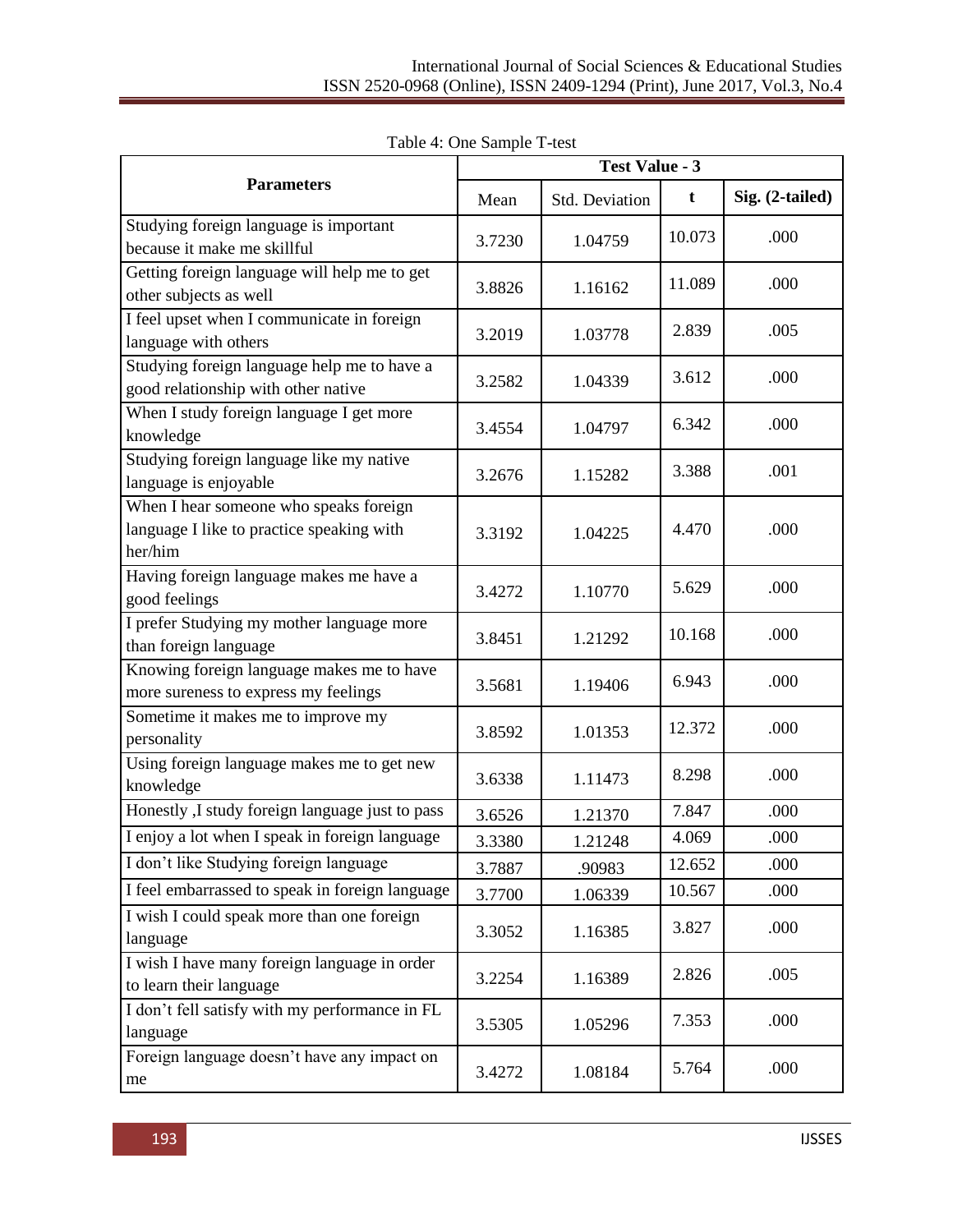Table 4: One Sample T-test

| Parameters | Test Value - 3 | | | |
|---|---|---|---|---|
| | Mean | Std. Deviation | t | Sig. (2-tailed) |
| Studying foreign language is important because it make me skillful | 3.7230 | 1.04759 | 10.073 | .000 |
| Getting foreign language will help me to get other subjects as well | 3.8826 | 1.16162 | 11.089 | .000 |
| I feel upset when I communicate in foreign language with others | 3.2019 | 1.03778 | 2.839 | .005 |
| Studying foreign language help me to have a good relationship with other native | 3.2582 | 1.04339 | 3.612 | .000 |
| When I study foreign language I get more knowledge | 3.4554 | 1.04797 | 6.342 | .000 |
| Studying foreign language like my native language is enjoyable | 3.2676 | 1.15282 | 3.388 | .001 |
| When I hear someone who speaks foreign language I like to practice speaking with her/him | 3.3192 | 1.04225 | 4.470 | .000 |
| Having foreign language makes me have a good feelings | 3.4272 | 1.10770 | 5.629 | .000 |
| I prefer Studying my mother language more than foreign language | 3.8451 | 1.21292 | 10.168 | .000 |
| Knowing foreign language makes me to have more sureness to express my feelings | 3.5681 | 1.19406 | 6.943 | .000 |
| Sometime it makes me to improve my personality | 3.8592 | 1.01353 | 12.372 | .000 |
| Using foreign language makes me to get new knowledge | 3.6338 | 1.11473 | 8.298 | .000 |
| Honestly ,I study foreign language just to pass | 3.6526 | 1.21370 | 7.847 | .000 |
| I enjoy a lot when I speak in foreign language | 3.3380 | 1.21248 | 4.069 | .000 |
| I don't like Studying foreign language | 3.7887 | .90983 | 12.652 | .000 |
| I feel embarrassed to speak in foreign language | 3.7700 | 1.06339 | 10.567 | .000 |
| I wish I could speak more than one foreign language | 3.3052 | 1.16385 | 3.827 | .000 |
| I wish I have many foreign language in order to learn their language | 3.2254 | 1.16389 | 2.826 | .005 |
| I don't fell satisfy with my performance in FL language | 3.5305 | 1.05296 | 7.353 | .000 |
| Foreign language doesn't have any impact on me | 3.4272 | 1.08184 | 5.764 | .000 |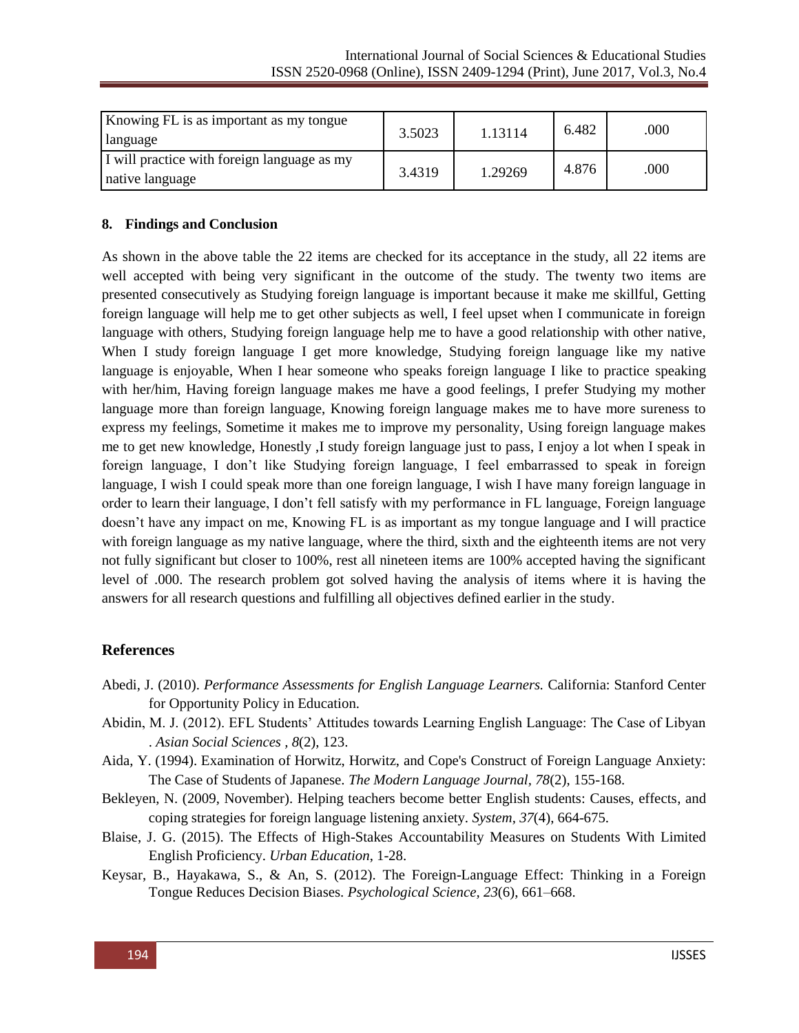| Knowing FL is as important as my tongue language | 3.5023 | 1.13114 | 6.482 | .000 |
|---|---|---|---|---|
| I will practice with foreign language as my native language | 3.4319 | 1.29269 | 4.876 | .000 |

## 8. Findings and Conclusion

As shown in the above table the 22 items are checked for its acceptance in the study, all 22 items are well accepted with being very significant in the outcome of the study. The twenty two items are presented consecutively as Studying foreign language is important because it make me skillful, Getting foreign language will help me to get other subjects as well, I feel upset when I communicate in foreign language with others, Studying foreign language help me to have a good relationship with other native, When I study foreign language I get more knowledge, Studying foreign language like my native language is enjoyable, When I hear someone who speaks foreign language I like to practice speaking with her/him, Having foreign language makes me have a good feelings, I prefer Studying my mother language more than foreign language, Knowing foreign language makes me to have more sureness to express my feelings, Sometime it makes me to improve my personality, Using foreign language makes me to get new knowledge, Honestly ,I study foreign language just to pass, I enjoy a lot when I speak in foreign language, I don't like Studying foreign language, I feel embarrassed to speak in foreign language, I wish I could speak more than one foreign language, I wish I have many foreign language in order to learn their language, I don't fell satisfy with my performance in FL language, Foreign language doesn't have any impact on me, Knowing FL is as important as my tongue language and I will practice with foreign language as my native language, where the third, sixth and the eighteenth items are not very not fully significant but closer to 100%, rest all nineteen items are 100% accepted having the significant level of .000. The research problem got solved having the analysis of items where it is having the answers for all research questions and fulfilling all objectives defined earlier in the study.

## References

Abedi, J. (2010). *Performance Assessments for English Language Learners.* California: Stanford Center for Opportunity Policy in Education.

Abidin, M. J. (2012). EFL Students' Attitudes towards Learning English Language: The Case of Libyan . *Asian Social Sciences , 8*(2), 123.

Aida, Y. (1994). Examination of Horwitz, Horwitz, and Cope's Construct of Foreign Language Anxiety: The Case of Students of Japanese. *The Modern Language Journal, 78*(2), 155-168.

Bekleyen, N. (2009, November). Helping teachers become better English students: Causes, effects, and coping strategies for foreign language listening anxiety. *System, 37*(4), 664-675.

Blaise, J. G. (2015). The Effects of High-Stakes Accountability Measures on Students With Limited English Proficiency. *Urban Education*, 1-28.

Keysar, B., Hayakawa, S., & An, S. (2012). The Foreign-Language Effect: Thinking in a Foreign Tongue Reduces Decision Biases. *Psychological Science, 23*(6), 661–668.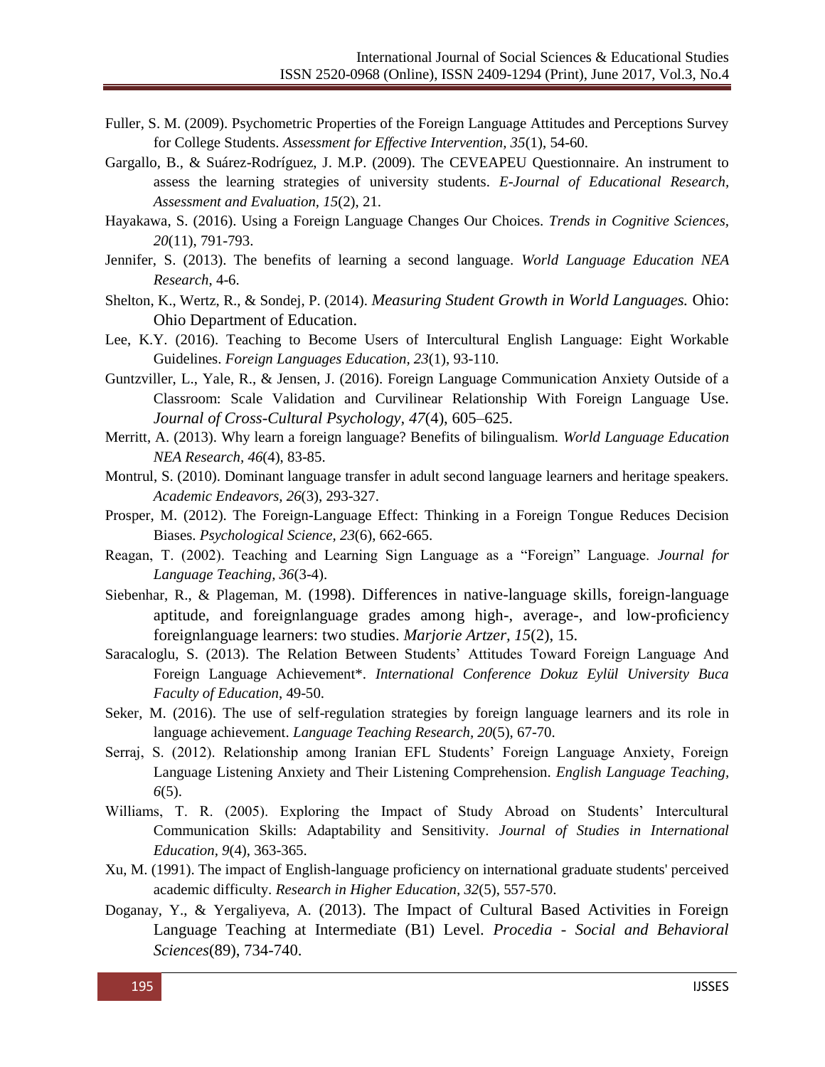Fuller, S. M. (2009). Psychometric Properties of the Foreign Language Attitudes and Perceptions Survey for College Students. *Assessment for Effective Intervention, 35*(1), 54-60.

Gargallo, B., & Suárez-Rodríguez, J. M.P. (2009). The CEVEAPEU Questionnaire. An instrument to assess the learning strategies of university students. *E-Journal of Educational Research, Assessment and Evaluation, 15*(2), 21.

Hayakawa, S. (2016). Using a Foreign Language Changes Our Choices. *Trends in Cognitive Sciences, 20*(11), 791-793.

Jennifer, S. (2013). The benefits of learning a second language. *World Language Education NEA Research*, 4-6.

Shelton, K., Wertz, R., & Sondej, P. (2014). *Measuring Student Growth in World Languages.* Ohio: Ohio Department of Education.

Lee, K.Y. (2016). Teaching to Become Users of Intercultural English Language: Eight Workable Guidelines. *Foreign Languages Education, 23*(1), 93-110.

Guntzviller, L., Yale, R., & Jensen, J. (2016). Foreign Language Communication Anxiety Outside of a Classroom: Scale Validation and Curvilinear Relationship With Foreign Language Use. *Journal of Cross-Cultural Psychology, 47*(4), 605–625.

Merritt, A. (2013). Why learn a foreign language? Benefits of bilingualism. *World Language Education NEA Research, 46*(4), 83-85.

Montrul, S. (2010). Dominant language transfer in adult second language learners and heritage speakers. *Academic Endeavors, 26*(3), 293-327.

Prosper, M. (2012). The Foreign-Language Effect: Thinking in a Foreign Tongue Reduces Decision Biases. *Psychological Science, 23*(6), 662-665.

Reagan, T. (2002). Teaching and Learning Sign Language as a "Foreign" Language. *Journal for Language Teaching, 36*(3-4).

Siebenhar, R., & Plageman, M. (1998). Differences in native-language skills, foreign-language aptitude, and foreignlanguage grades among high-, average-, and low-proficiency foreignlanguage learners: two studies. *Marjorie Artzer, 15*(2), 15.

Saracaloglu, S. (2013). The Relation Between Students' Attitudes Toward Foreign Language And Foreign Language Achievement\*. *International Conference Dokuz Eylül University Buca Faculty of Education*, 49-50.

Seker, M. (2016). The use of self-regulation strategies by foreign language learners and its role in language achievement. *Language Teaching Research, 20*(5), 67-70.

Serraj, S. (2012). Relationship among Iranian EFL Students' Foreign Language Anxiety, Foreign Language Listening Anxiety and Their Listening Comprehension. *English Language Teaching, 6*(5).

Williams, T. R. (2005). Exploring the Impact of Study Abroad on Students' Intercultural Communication Skills: Adaptability and Sensitivity. *Journal of Studies in International Education, 9*(4), 363-365.

Xu, M. (1991). The impact of English-language proficiency on international graduate students' perceived academic difficulty. *Research in Higher Education, 32*(5), 557-570.

Doganay, Y., & Yergaliyeva, A. (2013). The Impact of Cultural Based Activities in Foreign Language Teaching at Intermediate (B1) Level. *Procedia - Social and Behavioral Sciences*(89), 734-740.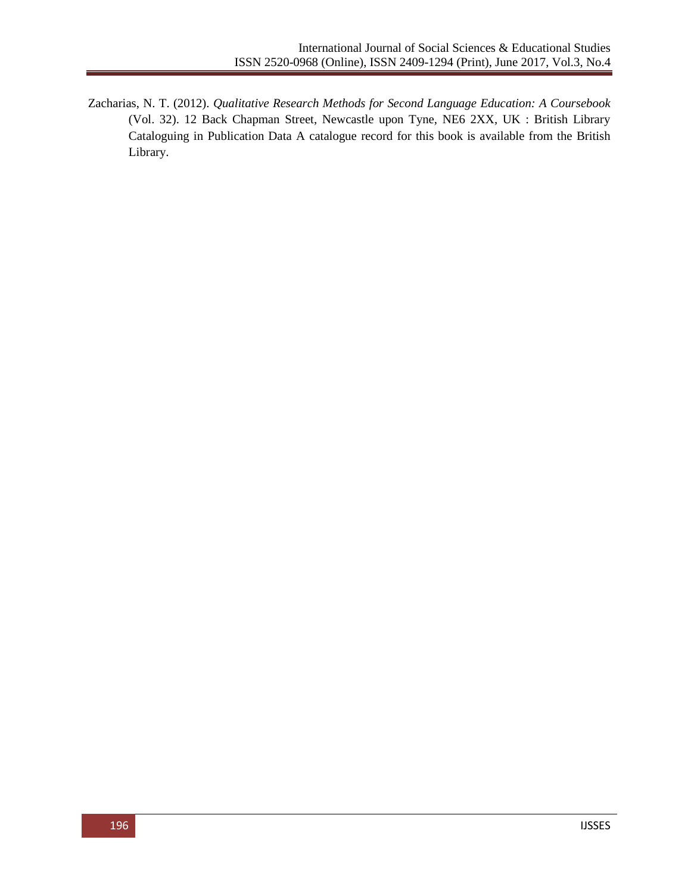Zacharias, N. T. (2012). *Qualitative Research Methods for Second Language Education: A Coursebook* (Vol. 32). 12 Back Chapman Street, Newcastle upon Tyne, NE6 2XX, UK : British Library Cataloguing in Publication Data A catalogue record for this book is available from the British Library.